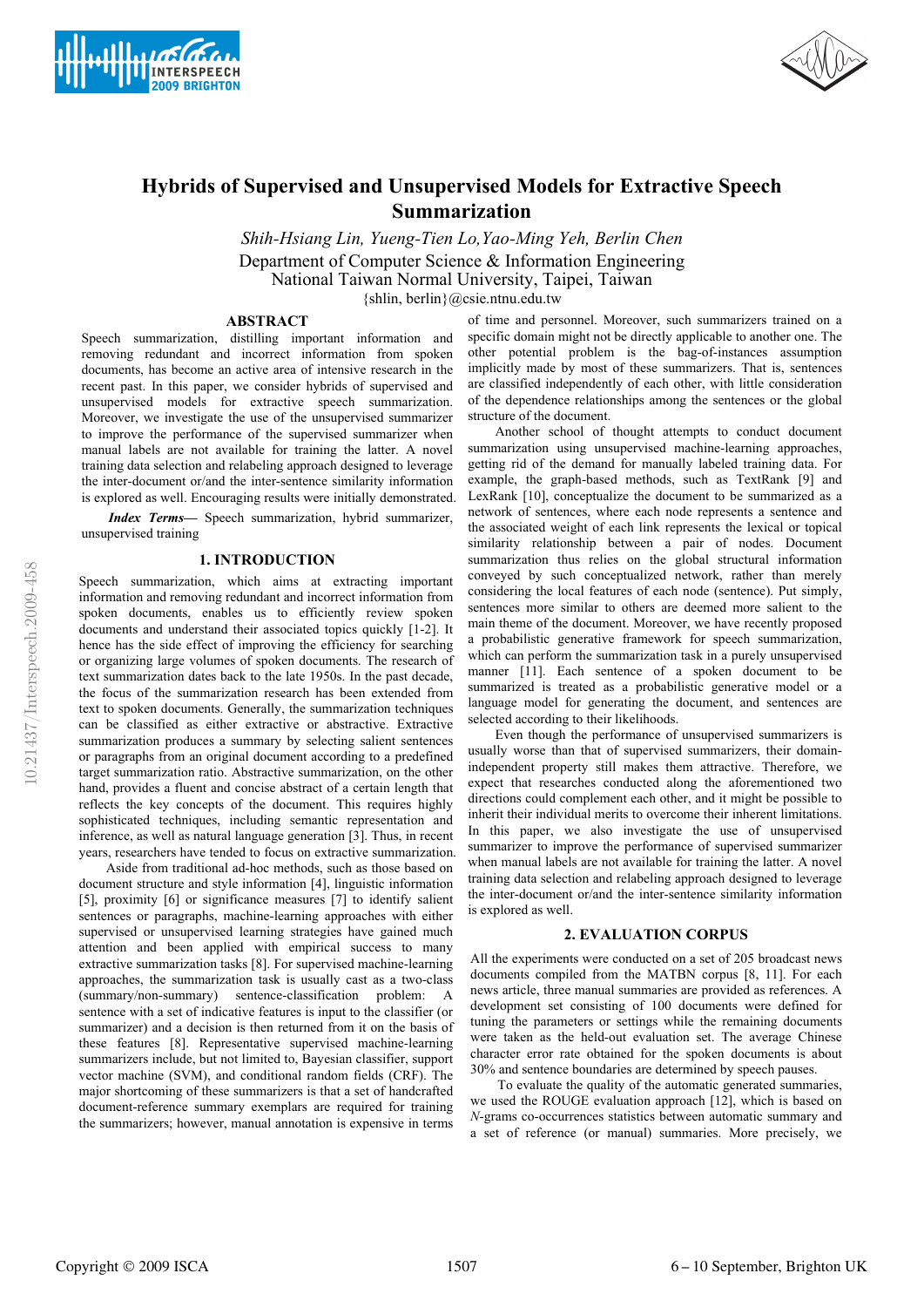# Hybrids of Supervised and Unsupervised Models for Extractive Speech Summarization

*Shih-Hsiang Lin, Yueng-Tien Lo, Yao-Ming Yeh, Berlin Chen*

Department of Computer Science & Information Engineering
National Taiwan Normal University, Taipei, Taiwan
{shlin, berlin}@csie.ntnu.edu.tw

## ABSTRACT

Speech summarization, distilling important information and removing redundant and incorrect information from spoken documents, has become an active area of intensive research in the recent past. In this paper, we consider hybrids of supervised and unsupervised models for extractive speech summarization. Moreover, we investigate the use of the unsupervised summarizer to improve the performance of the supervised summarizer when manual labels are not available for training the latter. A novel training data selection and relabeling approach designed to leverage the inter-document or/and the inter-sentence similarity information is explored as well. Encouraging results were initially demonstrated.

***Index Terms***— Speech summarization, hybrid summarizer, unsupervised training

## 1. INTRODUCTION

Speech summarization, which aims at extracting important information and removing redundant and incorrect information from spoken documents, enables us to efficiently review spoken documents and understand their associated topics quickly [1-2]. It hence has the side effect of improving the efficiency for searching or organizing large volumes of spoken documents. The research of text summarization dates back to the late 1950s. In the past decade, the focus of the summarization research has been extended from text to spoken documents. Generally, the summarization techniques can be classified as either extractive or abstractive. Extractive summarization produces a summary by selecting salient sentences or paragraphs from an original document according to a predefined target summarization ratio. Abstractive summarization, on the other hand, provides a fluent and concise abstract of a certain length that reflects the key concepts of the document. This requires highly sophisticated techniques, including semantic representation and inference, as well as natural language generation [3]. Thus, in recent years, researchers have tended to focus on extractive summarization.

Aside from traditional ad-hoc methods, such as those based on document structure and style information [4], linguistic information [5], proximity [6] or significance measures [7] to identify salient sentences or paragraphs, machine-learning approaches with either supervised or unsupervised learning strategies have gained much attention and been applied with empirical success to many extractive summarization tasks [8]. For supervised machine-learning approaches, the summarization task is usually cast as a two-class (summary/non-summary) sentence-classification problem: A sentence with a set of indicative features is input to the classifier (or summarizer) and a decision is then returned from it on the basis of these features [8]. Representative supervised machine-learning summarizers include, but not limited to, Bayesian classifier, support vector machine (SVM), and conditional random fields (CRF). The major shortcoming of these summarizers is that a set of handcrafted document-reference summary exemplars are required for training the summarizers; however, manual annotation is expensive in terms of time and personnel. Moreover, such summarizers trained on a specific domain might not be directly applicable to another one. The other potential problem is the bag-of-instances assumption implicitly made by most of these summarizers. That is, sentences are classified independently of each other, with little consideration of the dependence relationships among the sentences or the global structure of the document.

Another school of thought attempts to conduct document summarization using unsupervised machine-learning approaches, getting rid of the demand for manually labeled training data. For example, the graph-based methods, such as TextRank [9] and LexRank [10], conceptualize the document to be summarized as a network of sentences, where each node represents a sentence and the associated weight of each link represents the lexical or topical similarity relationship between a pair of nodes. Document summarization thus relies on the global structural information conveyed by such conceptualized network, rather than merely considering the local features of each node (sentence). Put simply, sentences more similar to others are deemed more salient to the main theme of the document. Moreover, we have recently proposed a probabilistic generative framework for speech summarization, which can perform the summarization task in a purely unsupervised manner [11]. Each sentence of a spoken document to be summarized is treated as a probabilistic generative model or a language model for generating the document, and sentences are selected according to their likelihoods.

Even though the performance of unsupervised summarizers is usually worse than that of supervised summarizers, their domain-independent property still makes them attractive. Therefore, we expect that researches conducted along the aforementioned two directions could complement each other, and it might be possible to inherit their individual merits to overcome their inherent limitations. In this paper, we also investigate the use of unsupervised summarizer to improve the performance of supervised summarizer when manual labels are not available for training the latter. A novel training data selection and relabeling approach designed to leverage the inter-document or/and the inter-sentence similarity information is explored as well.

## 2. EVALUATION CORPUS

All the experiments were conducted on a set of 205 broadcast news documents compiled from the MATBN corpus [8, 11]. For each news article, three manual summaries are provided as references. A development set consisting of 100 documents were defined for tuning the parameters or settings while the remaining documents were taken as the held-out evaluation set. The average Chinese character error rate obtained for the spoken documents is about 30% and sentence boundaries are determined by speech pauses.

To evaluate the quality of the automatic generated summaries, we used the ROUGE evaluation approach [12], which is based on $N$-grams co-occurrences statistics between automatic summary and a set of reference (or manual) summaries. More precisely, we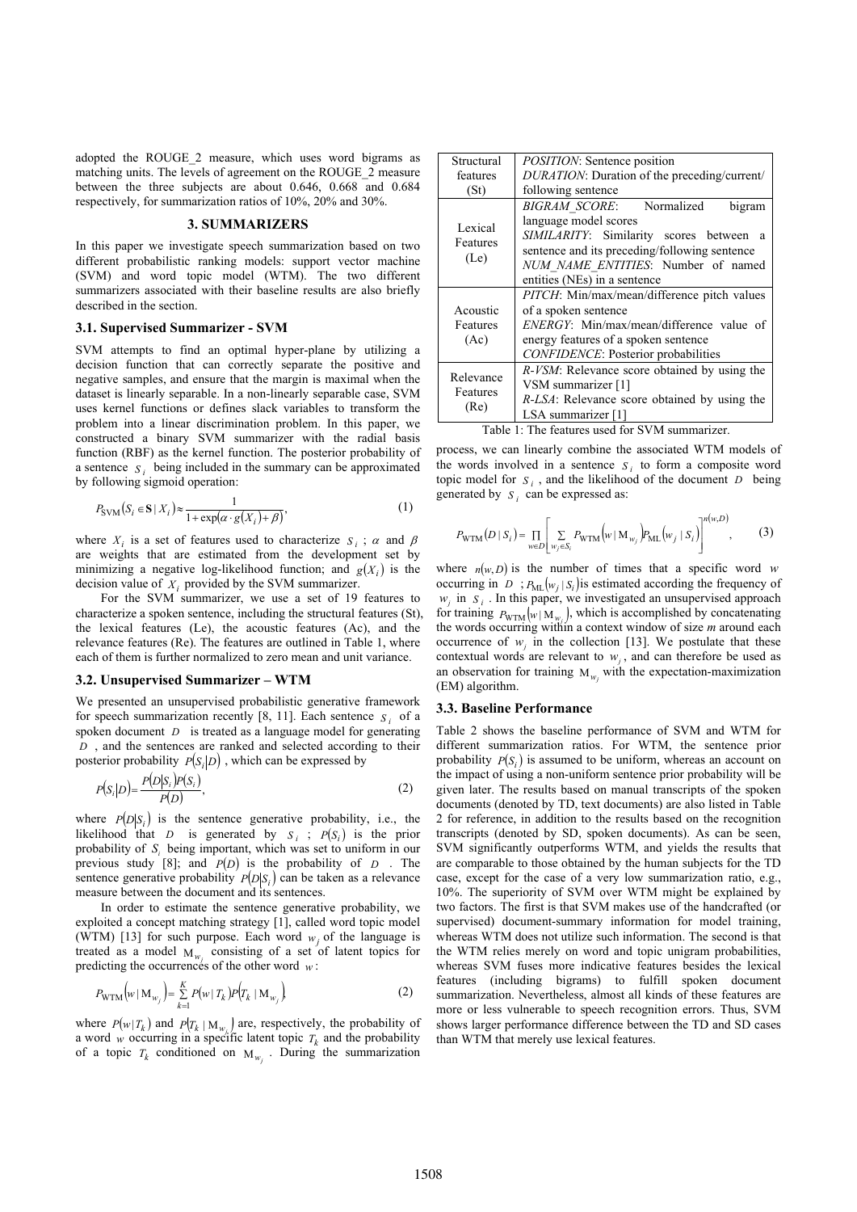adopted the ROUGE_2 measure, which uses word bigrams as matching units. The levels of agreement on the ROUGE_2 measure between the three subjects are about 0.646, 0.668 and 0.684 respectively, for summarization ratios of 10%, 20% and 30%.

## 3. SUMMARIZERS

In this paper we investigate speech summarization based on two different probabilistic ranking models: support vector machine (SVM) and word topic model (WTM). The two different summarizers associated with their baseline results are also briefly described in the section.

### 3.1. Supervised Summarizer - SVM

SVM attempts to find an optimal hyper-plane by utilizing a decision function that can correctly separate the positive and negative samples, and ensure that the margin is maximal when the dataset is linearly separable. In a non-linearly separable case, SVM uses kernel functions or defines slack variables to transform the problem into a linear discrimination problem. In this paper, we constructed a binary SVM summarizer with the radial basis function (RBF) as the kernel function. The posterior probability of a sentence $S_i$ being included in the summary can be approximated by following sigmoid operation:

$$P_{\text{SVM}}(S_i \in \mathbf{S} \mid X_i) \approx \frac{1}{1+\exp(\alpha \cdot g(X_i)+\beta)}, \tag{1}$$

where $X_i$ is a set of features used to characterize $S_i$; $\alpha$ and $\beta$ are weights that are estimated from the development set by minimizing a negative log-likelihood function; and $g(X_i)$ is the decision value of $X_i$ provided by the SVM summarizer.

For the SVM summarizer, we use a set of 19 features to characterize a spoken sentence, including the structural features (St), the lexical features (Le), the acoustic features (Ac), and the relevance features (Re). The features are outlined in Table 1, where each of them is further normalized to zero mean and unit variance.

| | |
|---|---|
| Structural features (St) | *POSITION*: Sentence position<br>*DURATION*: Duration of the preceding/current/following sentence |
| Lexical Features (Le) | *BIGRAM_SCORE*: Normalized bigram language model scores<br>*SIMILARITY*: Similarity scores between a sentence and its preceding/following sentence<br>*NUM_NAME_ENTITIES*: Number of named entities (NEs) in a sentence |
| Acoustic Features (Ac) | *PITCH*: Min/max/mean/difference pitch values of a spoken sentence<br>*ENERGY*: Min/max/mean/difference value of energy features of a spoken sentence<br>*CONFIDENCE*: Posterior probabilities |
| Relevance Features (Re) | *R-VSM*: Relevance score obtained by using the VSM summarizer [1]<br>*R-LSA*: Relevance score obtained by using the LSA summarizer [1] |

Table 1: The features used for SVM summarizer.

### 3.2. Unsupervised Summarizer – WTM

We presented an unsupervised probabilistic generative framework for speech summarization recently [8, 11]. Each sentence $S_i$ of a spoken document $D$ is treated as a language model for generating $D$, and the sentences are ranked and selected according to their posterior probability $P(S_i|D)$, which can be expressed by

$$P(S_i|D) = \frac{P(D|S_i)P(S_i)}{P(D)}, \tag{2}$$

where $P(D|S_i)$ is the sentence generative probability, i.e., the likelihood that $D$ is generated by $S_i$; $P(S_i)$ is the prior probability of $S_i$ being important, which was set to uniform in our previous study [8]; and $P(D)$ is the probability of $D$. The sentence generative probability $P(D|S_i)$ can be taken as a relevance measure between the document and its sentences.

In order to estimate the sentence generative probability, we exploited a concept matching strategy [1], called word topic model (WTM) [13] for such purpose. Each word $w_j$ of the language is treated as a model $\mathrm{M}_{w_j}$ consisting of a set of latent topics for predicting the occurrences of the other word $w$:

$$P_{\text{WTM}}\left(w \mid \mathrm{M}_{w_j}\right) = \sum_{k=1}^{K} P(w \mid T_k) P\left(T_k \mid \mathrm{M}_{w_j}\right), \tag{2}$$

where $P(w|T_k)$ and $P(T_k \mid \mathrm{M}_{w_j})$ are, respectively, the probability of a word $w$ occurring in a specific latent topic $T_k$ and the probability of a topic $T_k$ conditioned on $\mathrm{M}_{w_j}$. During the summarization process, we can linearly combine the associated WTM models of the words involved in a sentence $S_i$ to form a composite word topic model for $S_i$, and the likelihood of the document $D$ being generated by $S_i$ can be expressed as:

$$P_{\text{WTM}}(D \mid S_i) = \prod_{w \in D} \left[ \sum_{w_j \in S_i} P_{\text{WTM}}\left(w \mid \mathrm{M}_{w_j}\right) P_{\text{ML}}\left(w_j \mid S_i\right) \right]^{n(w,D)}, \tag{3}$$

where $n(w,D)$ is the number of times that a specific word $w$ occurring in $D$; $P_{\text{ML}}(w_j \mid S_i)$ is estimated according the frequency of $w_j$ in $S_i$. In this paper, we investigated an unsupervised approach for training $P_{\text{WTM}}(w \mid \mathrm{M}_{w_j})$, which is accomplished by concatenating the words occurring within a context window of size $m$ around each occurrence of $w_j$ in the collection [13]. We postulate that these contextual words are relevant to $w_j$, and can therefore be used as an observation for training $\mathrm{M}_{w_j}$ with the expectation-maximization (EM) algorithm.

### 3.3. Baseline Performance

Table 2 shows the baseline performance of SVM and WTM for different summarization ratios. For WTM, the sentence prior probability $P(S_i)$ is assumed to be uniform, whereas an account on the impact of using a non-uniform sentence prior probability will be given later. The results based on manual transcripts of the spoken documents (denoted by TD, text documents) are also listed in Table 2 for reference, in addition to the results based on the recognition transcripts (denoted by SD, spoken documents). As can be seen, SVM significantly outperforms WTM, and yields the results that are comparable to those obtained by the human subjects for the TD case, except for the case of a very low summarization ratio, e.g., 10%. The superiority of SVM over WTM might be explained by two factors. The first is that SVM makes use of the handcrafted (or supervised) document-summary information for model training, whereas WTM does not utilize such information. The second is that the WTM relies merely on word and topic unigram probabilities, whereas SVM fuses more indicative features besides the lexical features (including bigrams) to fulfill spoken document summarization. Nevertheless, almost all kinds of these features are more or less vulnerable to speech recognition errors. Thus, SVM shows larger performance difference between the TD and SD cases than WTM that merely use lexical features.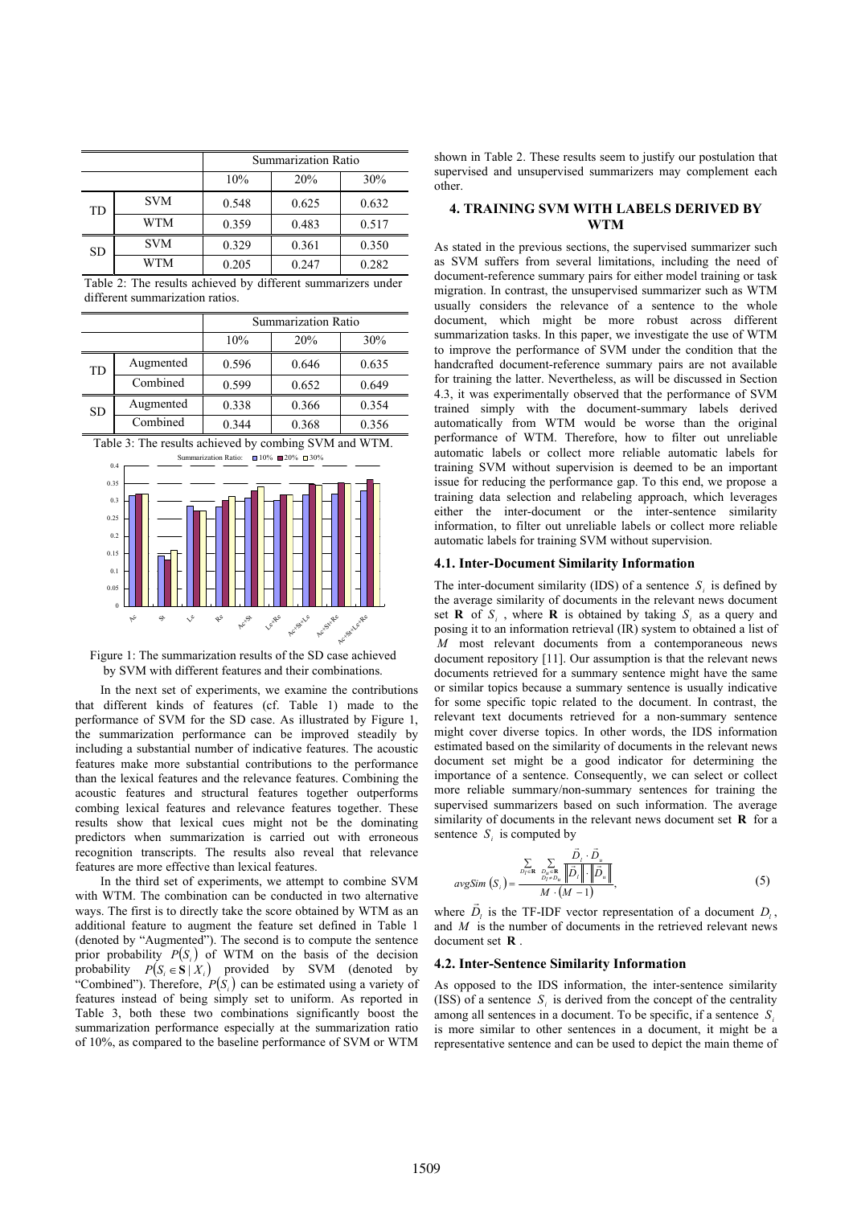| | | Summarization Ratio | | |
|---|---|---|---|---|
| | | 10% | 20% | 30% |
| TD | SVM | 0.548 | 0.625 | 0.632 |
| | WTM | 0.359 | 0.483 | 0.517 |
| SD | SVM | 0.329 | 0.361 | 0.350 |
| | WTM | 0.205 | 0.247 | 0.282 |

Table 2: The results achieved by different summarizers under different summarization ratios.

| | | Summarization Ratio | | |
|---|---|---|---|---|
| | | 10% | 20% | 30% |
| TD | Augmented | 0.596 | 0.646 | 0.635 |
| | Combined | 0.599 | 0.652 | 0.649 |
| SD | Augmented | 0.338 | 0.366 | 0.354 |
| | Combined | 0.344 | 0.368 | 0.356 |

Table 3: The results achieved by combing SVM and WTM.

Summarization Ratio: 10% 20% 30%

0.4
0.35
0.3
0.25
0.2
0.15
0.1
0.05
0

Ac St Le Re Ac+St Le+Re Ac+St+Le Ac+St+Re Ac+St+Le+Re

Figure 1: The summarization results of the SD case achieved by SVM with different features and their combinations.

In the next set of experiments, we examine the contributions that different kinds of features (cf. Table 1) made to the performance of SVM for the SD case. As illustrated by Figure 1, the summarization performance can be improved steadily by including a substantial number of indicative features. The acoustic features make more substantial contributions to the performance than the lexical features and the relevance features. Combining the acoustic features and structural features together outperforms combing lexical features and relevance features together. These results show that lexical cues might not be the dominating predictors when summarization is carried out with erroneous recognition transcripts. The results also reveal that relevance features are more effective than lexical features.

In the third set of experiments, we attempt to combine SVM with WTM. The combination can be conducted in two alternative ways. The first is to directly take the score obtained by WTM as an additional feature to augment the feature set defined in Table 1 (denoted by "Augmented"). The second is to compute the sentence prior probability $P(S_i)$ of WTM on the basis of the decision probability $P(S_i \in \mathbf{S} \mid X_i)$ provided by SVM (denoted by "Combined"). Therefore, $P(S_i)$ can be estimated using a variety of features instead of being simply set to uniform. As reported in Table 3, both these two combinations significantly boost the summarization performance especially at the summarization ratio of 10%, as compared to the baseline performance of SVM or WTM shown in Table 2. These results seem to justify our postulation that supervised and unsupervised summarizers may complement each other.

## 4. TRAINING SVM WITH LABELS DERIVED BY WTM

As stated in the previous sections, the supervised summarizer such as SVM suffers from several limitations, including the need of document-reference summary pairs for either model training or task migration. In contrast, the unsupervised summarizer such as WTM usually considers the relevance of a sentence to the whole document, which might be more robust across different summarization tasks. In this paper, we investigate the use of WTM to improve the performance of SVM under the condition that the handcrafted document-reference summary pairs are not available for training the latter. Nevertheless, as will be discussed in Section 4.3, it was experimentally observed that the performance of SVM trained simply with the document-summary labels derived automatically from WTM would be worse than the original performance of WTM. Therefore, how to filter out unreliable automatic labels or collect more reliable automatic labels for training SVM without supervision is deemed to be an important issue for reducing the performance gap. To this end, we propose a training data selection and relabeling approach, which leverages either the inter-document or the inter-sentence similarity information, to filter out unreliable labels or collect more reliable automatic labels for training SVM without supervision.

### 4.1. Inter-Document Similarity Information

The inter-document similarity (IDS) of a sentence $S_i$ is defined by the average similarity of documents in the relevant news document set $\mathbf{R}$ of $S_i$, where $\mathbf{R}$ is obtained by taking $S_i$ as a query and posing it to an information retrieval (IR) system to obtained a list of $M$ most relevant documents from a contemporaneous news document repository [11]. Our assumption is that the relevant news documents retrieved for a summary sentence might have the same or similar topics because a summary sentence is usually indicative for some specific topic related to the document. In contrast, the relevant text documents retrieved for a non-summary sentence might cover diverse topics. In other words, the IDS information estimated based on the similarity of documents in the relevant news document set might be a good indicator for determining the importance of a sentence. Consequently, we can select or collect more reliable summary/non-summary sentences for training the supervised summarizers based on such information. The average similarity of documents in the relevant news document set $\mathbf{R}$ for a sentence $S_i$ is computed by

$$avgSim(S_i) = \frac{\sum_{D_l \in \mathbf{R}} \sum_{\substack{D_u \in \mathbf{R} \\ D_l \neq D_u}} \frac{\vec{D}_l \cdot \vec{D}_u}{\left\|\vec{D}_l\right\| \cdot \left\|\vec{D}_u\right\|}}{M \cdot (M-1)}, \quad (5)$$

where $\vec{D}_l$ is the TF-IDF vector representation of a document $D_l$, and $M$ is the number of documents in the retrieved relevant news document set $\mathbf{R}$.

### 4.2. Inter-Sentence Similarity Information

As opposed to the IDS information, the inter-sentence similarity (ISS) of a sentence $S_i$ is derived from the concept of the centrality among all sentences in a document. To be specific, if a sentence $S_i$ is more similar to other sentences in a document, it might be a representative sentence and can be used to depict the main theme of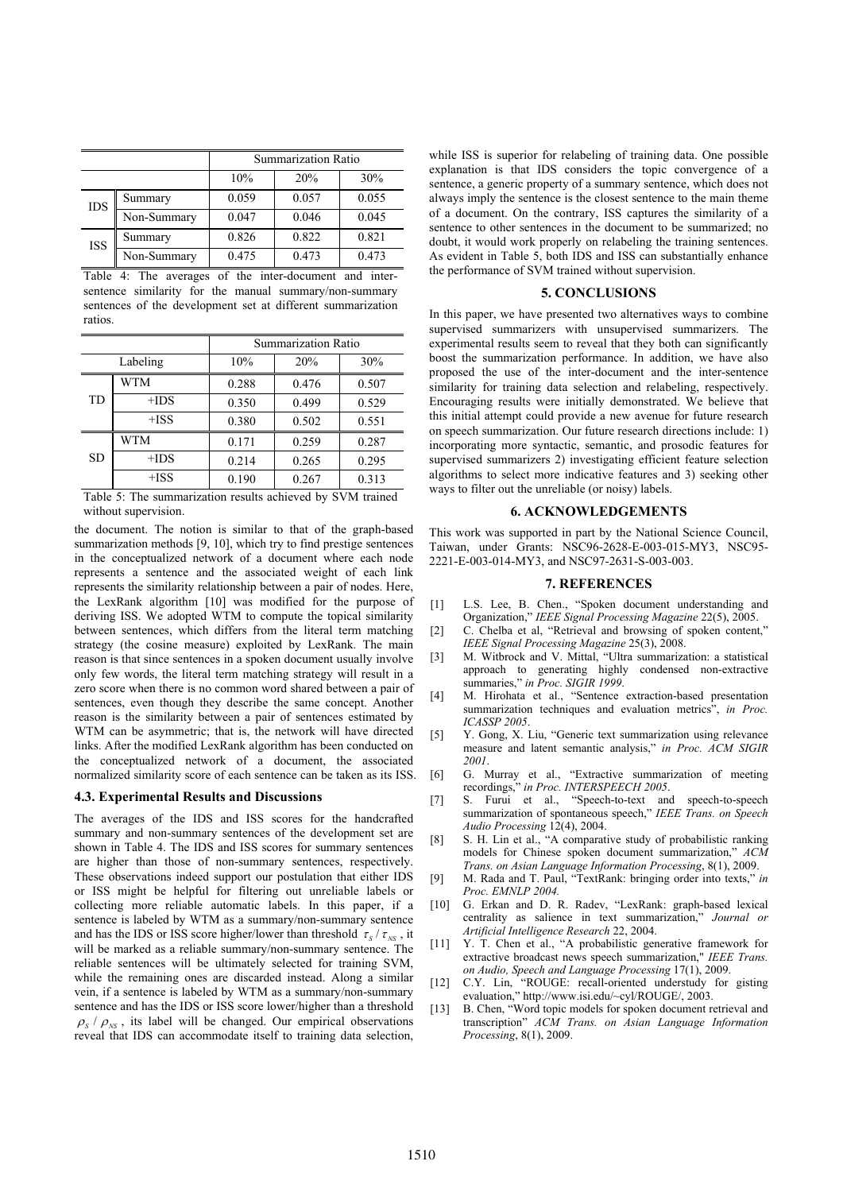| | | Summarization Ratio | | |
|---|---|---|---|---|
| | | 10% | 20% | 30% |
| IDS | Summary | 0.059 | 0.057 | 0.055 |
| | Non-Summary | 0.047 | 0.046 | 0.045 |
| ISS | Summary | 0.826 | 0.822 | 0.821 |
| | Non-Summary | 0.475 | 0.473 | 0.473 |

Table 4: The averages of the inter-document and inter-sentence similarity for the manual summary/non-summary sentences of the development set at different summarization ratios.

| | | Summarization Ratio | | |
|---|---|---|---|---|
| Labeling | | 10% | 20% | 30% |
| TD | WTM | 0.288 | 0.476 | 0.507 |
| | +IDS | 0.350 | 0.499 | 0.529 |
| | +ISS | 0.380 | 0.502 | 0.551 |
| SD | WTM | 0.171 | 0.259 | 0.287 |
| | +IDS | 0.214 | 0.265 | 0.295 |
| | +ISS | 0.190 | 0.267 | 0.313 |

Table 5: The summarization results achieved by SVM trained without supervision.

the document. The notion is similar to that of the graph-based summarization methods [9, 10], which try to find prestige sentences in the conceptualized network of a document where each node represents a sentence and the associated weight of each link represents the similarity relationship between a pair of nodes. Here, the LexRank algorithm [10] was modified for the purpose of deriving ISS. We adopted WTM to compute the topical similarity between sentences, which differs from the literal term matching strategy (the cosine measure) exploited by LexRank. The main reason is that since sentences in a spoken document usually involve only few words, the literal term matching strategy will result in a zero score when there is no common word shared between a pair of sentences, even though they describe the same concept. Another reason is the similarity between a pair of sentences estimated by WTM can be asymmetric; that is, the network will have directed links. After the modified LexRank algorithm has been conducted on the conceptualized network of a document, the associated normalized similarity score of each sentence can be taken as its ISS.

### 4.3. Experimental Results and Discussions

The averages of the IDS and ISS scores for the handcrafted summary and non-summary sentences of the development set are shown in Table 4. The IDS and ISS scores for summary sentences are higher than those of non-summary sentences, respectively. These observations indeed support our postulation that either IDS or ISS might be helpful for filtering out unreliable labels or collecting more reliable automatic labels. In this paper, if a sentence is labeled by WTM as a summary/non-summary sentence and has the IDS or ISS score higher/lower than threshold $\tau_S / \tau_{NS}$, it will be marked as a reliable summary/non-summary sentence. The reliable sentences will be ultimately selected for training SVM, while the remaining ones are discarded instead. Along a similar vein, if a sentence is labeled by WTM as a summary/non-summary sentence and has the IDS or ISS score lower/higher than a threshold $\rho_S / \rho_{NS}$, its label will be changed. Our empirical observations reveal that IDS can accommodate itself to training data selection, while ISS is superior for relabeling of training data. One possible explanation is that IDS considers the topic convergence of a sentence, a generic property of a summary sentence, which does not always imply the sentence is the closest sentence to the main theme of a document. On the contrary, ISS captures the similarity of a sentence to other sentences in the document to be summarized; no doubt, it would work properly on relabeling the training sentences. As evident in Table 5, both IDS and ISS can substantially enhance the performance of SVM trained without supervision.

## 5. CONCLUSIONS

In this paper, we have presented two alternatives ways to combine supervised summarizers with unsupervised summarizers. The experimental results seem to reveal that they both can significantly boost the summarization performance. In addition, we have also proposed the use of the inter-document and the inter-sentence similarity for training data selection and relabeling, respectively. Encouraging results were initially demonstrated. We believe that this initial attempt could provide a new avenue for future research on speech summarization. Our future research directions include: 1) incorporating more syntactic, semantic, and prosodic features for supervised summarizers 2) investigating efficient feature selection algorithms to select more indicative features and 3) seeking other ways to filter out the unreliable (or noisy) labels.

## 6. ACKNOWLEDGEMENTS

This work was supported in part by the National Science Council, Taiwan, under Grants: NSC96-2628-E-003-015-MY3, NSC95-2221-E-003-014-MY3, and NSC97-2631-S-003-003.

## 7. REFERENCES

[1] L.S. Lee, B. Chen., "Spoken document understanding and Organization," *IEEE Signal Processing Magazine* 22(5), 2005.

[2] C. Chelba et al, "Retrieval and browsing of spoken content," *IEEE Signal Processing Magazine* 25(3), 2008.

[3] M. Witbrock and V. Mittal, "Ultra summarization: a statistical approach to generating highly condensed non-extractive summaries," *in Proc. SIGIR 1999*.

[4] M. Hirohata et al., "Sentence extraction-based presentation summarization techniques and evaluation metrics", *in Proc. ICASSP 2005*.

[5] Y. Gong, X. Liu, "Generic text summarization using relevance measure and latent semantic analysis," *in Proc. ACM SIGIR 2001*.

[6] G. Murray et al., "Extractive summarization of meeting recordings," *in Proc. INTERSPEECH 2005*.

[7] S. Furui et al., "Speech-to-text and speech-to-speech summarization of spontaneous speech," *IEEE Trans. on Speech Audio Processing* 12(4), 2004.

[8] S. H. Lin et al., "A comparative study of probabilistic ranking models for Chinese spoken document summarization," *ACM Trans. on Asian Language Information Processing*, 8(1), 2009.

[9] M. Rada and T. Paul, "TextRank: bringing order into texts," *in Proc. EMNLP 2004.*

[10] G. Erkan and D. R. Radev, "LexRank: graph-based lexical centrality as salience in text summarization," *Journal or Artificial Intelligence Research* 22, 2004.

[11] Y. T. Chen et al., "A probabilistic generative framework for extractive broadcast news speech summarization," *IEEE Trans. on Audio, Speech and Language Processing* 17(1), 2009.

[12] C.Y. Lin, "ROUGE: recall-oriented understudy for gisting evaluation," http://www.isi.edu/~cyl/ROUGE/, 2003.

[13] B. Chen, "Word topic models for spoken document retrieval and transcription" *ACM Trans. on Asian Language Information Processing*, 8(1), 2009.